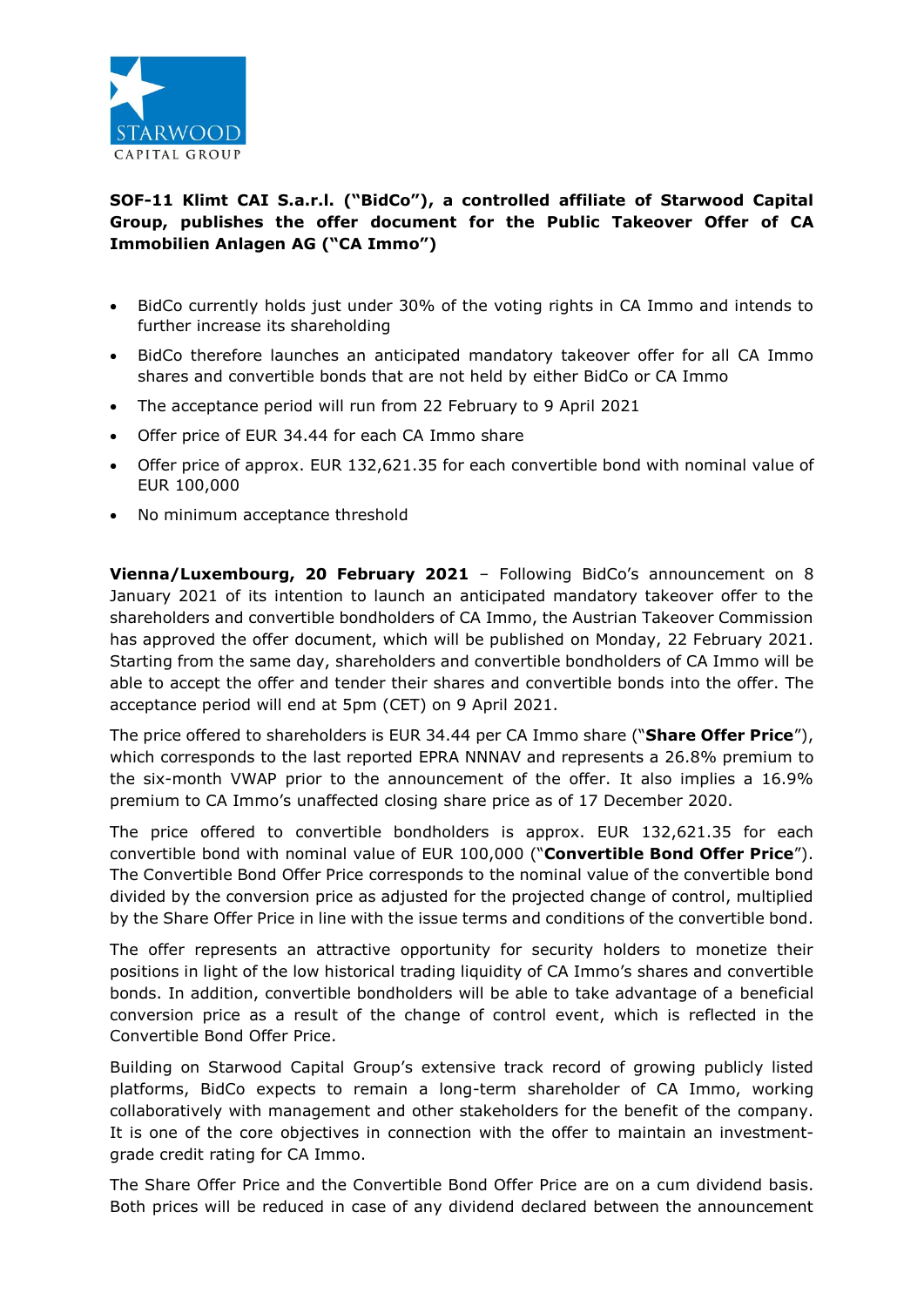**SOF-11 Klimt CAI S.a.r.l. ("BidCo"), a controlled affiliate of Starwood Capital Group, publishes the offer document for the Public Takeover Offer of CA Immobilien Anlagen AG ("CA Immo")**

- BidCo currently holds just under 30% of the voting rights in CA Immo and intends to further increase its shareholding
- BidCo therefore launches an anticipated mandatory takeover offer for all CA Immo shares and convertible bonds that are not held by either BidCo or CA Immo
- The acceptance period will run from 22 February to 9 April 2021
- Offer price of EUR 34.44 for each CA Immo share
- Offer price of approx. EUR 132,621.35 for each convertible bond with nominal value of EUR 100,000
- No minimum acceptance threshold

**Vienna/Luxembourg, 20 February 2021** – Following BidCo's announcement on 8 January 2021 of its intention to launch an anticipated mandatory takeover offer to the shareholders and convertible bondholders of CA Immo, the Austrian Takeover Commission has approved the offer document, which will be published on Monday, 22 February 2021. Starting from the same day, shareholders and convertible bondholders of CA Immo will be able to accept the offer and tender their shares and convertible bonds into the offer. The acceptance period will end at 5pm (CET) on 9 April 2021.

The price offered to shareholders is EUR 34.44 per CA Immo share ("**Share Offer Price**"), which corresponds to the last reported EPRA NNNAV and represents a 26.8% premium to the six-month VWAP prior to the announcement of the offer. It also implies a 16.9% premium to CA Immo's unaffected closing share price as of 17 December 2020.

The price offered to convertible bondholders is approx. EUR 132,621.35 for each convertible bond with nominal value of EUR 100,000 ("**Convertible Bond Offer Price**"). The Convertible Bond Offer Price corresponds to the nominal value of the convertible bond divided by the conversion price as adjusted for the projected change of control, multiplied by the Share Offer Price in line with the issue terms and conditions of the convertible bond.

The offer represents an attractive opportunity for security holders to monetize their positions in light of the low historical trading liquidity of CA Immo's shares and convertible bonds. In addition, convertible bondholders will be able to take advantage of a beneficial conversion price as a result of the change of control event, which is reflected in the Convertible Bond Offer Price.

Building on Starwood Capital Group's extensive track record of growing publicly listed platforms, BidCo expects to remain a long-term shareholder of CA Immo, working collaboratively with management and other stakeholders for the benefit of the company. It is one of the core objectives in connection with the offer to maintain an investment-grade credit rating for CA Immo.

The Share Offer Price and the Convertible Bond Offer Price are on a cum dividend basis. Both prices will be reduced in case of any dividend declared between the announcement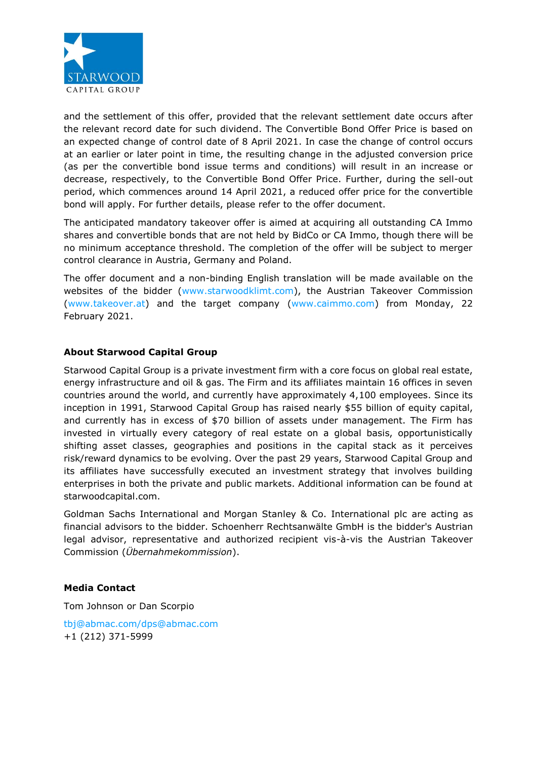and the settlement of this offer, provided that the relevant settlement date occurs after the relevant record date for such dividend. The Convertible Bond Offer Price is based on an expected change of control date of 8 April 2021. In case the change of control occurs at an earlier or later point in time, the resulting change in the adjusted conversion price (as per the convertible bond issue terms and conditions) will result in an increase or decrease, respectively, to the Convertible Bond Offer Price. Further, during the sell-out period, which commences around 14 April 2021, a reduced offer price for the convertible bond will apply. For further details, please refer to the offer document.

The anticipated mandatory takeover offer is aimed at acquiring all outstanding CA Immo shares and convertible bonds that are not held by BidCo or CA Immo, though there will be no minimum acceptance threshold. The completion of the offer will be subject to merger control clearance in Austria, Germany and Poland.

The offer document and a non-binding English translation will be made available on the websites of the bidder (www.starwoodklimt.com), the Austrian Takeover Commission (www.takeover.at) and the target company (www.caimmo.com) from Monday, 22 February 2021.

**About Starwood Capital Group**

Starwood Capital Group is a private investment firm with a core focus on global real estate, energy infrastructure and oil & gas. The Firm and its affiliates maintain 16 offices in seven countries around the world, and currently have approximately 4,100 employees. Since its inception in 1991, Starwood Capital Group has raised nearly $55 billion of equity capital, and currently has in excess of $70 billion of assets under management. The Firm has invested in virtually every category of real estate on a global basis, opportunistically shifting asset classes, geographies and positions in the capital stack as it perceives risk/reward dynamics to be evolving. Over the past 29 years, Starwood Capital Group and its affiliates have successfully executed an investment strategy that involves building enterprises in both the private and public markets. Additional information can be found at starwoodcapital.com.

Goldman Sachs International and Morgan Stanley & Co. International plc are acting as financial advisors to the bidder. Schoenherr Rechtsanwälte GmbH is the bidder's Austrian legal advisor, representative and authorized recipient vis-à-vis the Austrian Takeover Commission (*Übernahmekommission*).

**Media Contact**

Tom Johnson or Dan Scorpio

tbj@abmac.com/dps@abmac.com
+1 (212) 371-5999